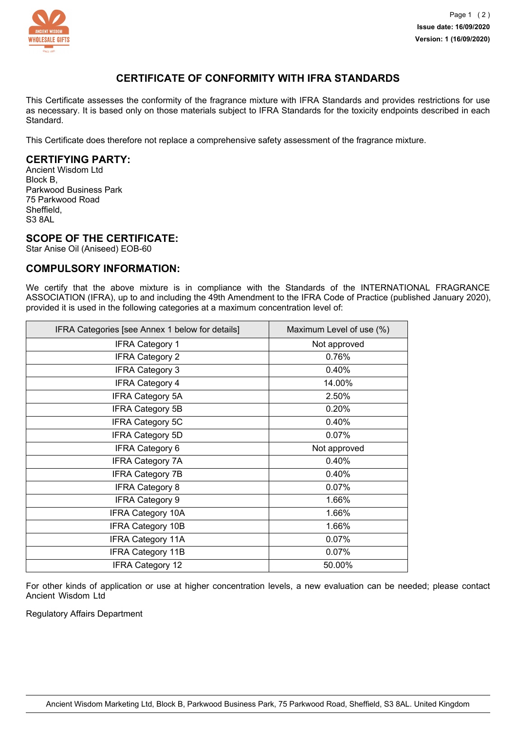Issue date: 16/09/2020
Version: 1 (16/09/2020)

# CERTIFICATE OF CONFORMITY WITH IFRA STANDARDS

This Certificate assesses the conformity of the fragrance mixture with IFRA Standards and provides restrictions for use as necessary. It is based only on those materials subject to IFRA Standards for the toxicity endpoints described in each Standard.

This Certificate does therefore not replace a comprehensive safety assessment of the fragrance mixture.

## CERTIFYING PARTY:

Ancient Wisdom Ltd
Block B,
Parkwood Business Park
75 Parkwood Road
Sheffield,
S3 8AL

## SCOPE OF THE CERTIFICATE:

Star Anise Oil (Aniseed) EOB-60

## COMPULSORY INFORMATION:

We certify that the above mixture is in compliance with the Standards of the INTERNATIONAL FRAGRANCE ASSOCIATION (IFRA), up to and including the 49th Amendment to the IFRA Code of Practice (published January 2020), provided it is used in the following categories at a maximum concentration level of:

| IFRA Categories [see Annex 1 below for details] | Maximum Level of use (%) |
|---|---|
| IFRA Category 1 | Not approved |
| IFRA Category 2 | 0.76% |
| IFRA Category 3 | 0.40% |
| IFRA Category 4 | 14.00% |
| IFRA Category 5A | 2.50% |
| IFRA Category 5B | 0.20% |
| IFRA Category 5C | 0.40% |
| IFRA Category 5D | 0.07% |
| IFRA Category 6 | Not approved |
| IFRA Category 7A | 0.40% |
| IFRA Category 7B | 0.40% |
| IFRA Category 8 | 0.07% |
| IFRA Category 9 | 1.66% |
| IFRA Category 10A | 1.66% |
| IFRA Category 10B | 1.66% |
| IFRA Category 11A | 0.07% |
| IFRA Category 11B | 0.07% |
| IFRA Category 12 | 50.00% |

For other kinds of application or use at higher concentration levels, a new evaluation can be needed; please contact Ancient Wisdom Ltd

Regulatory Affairs Department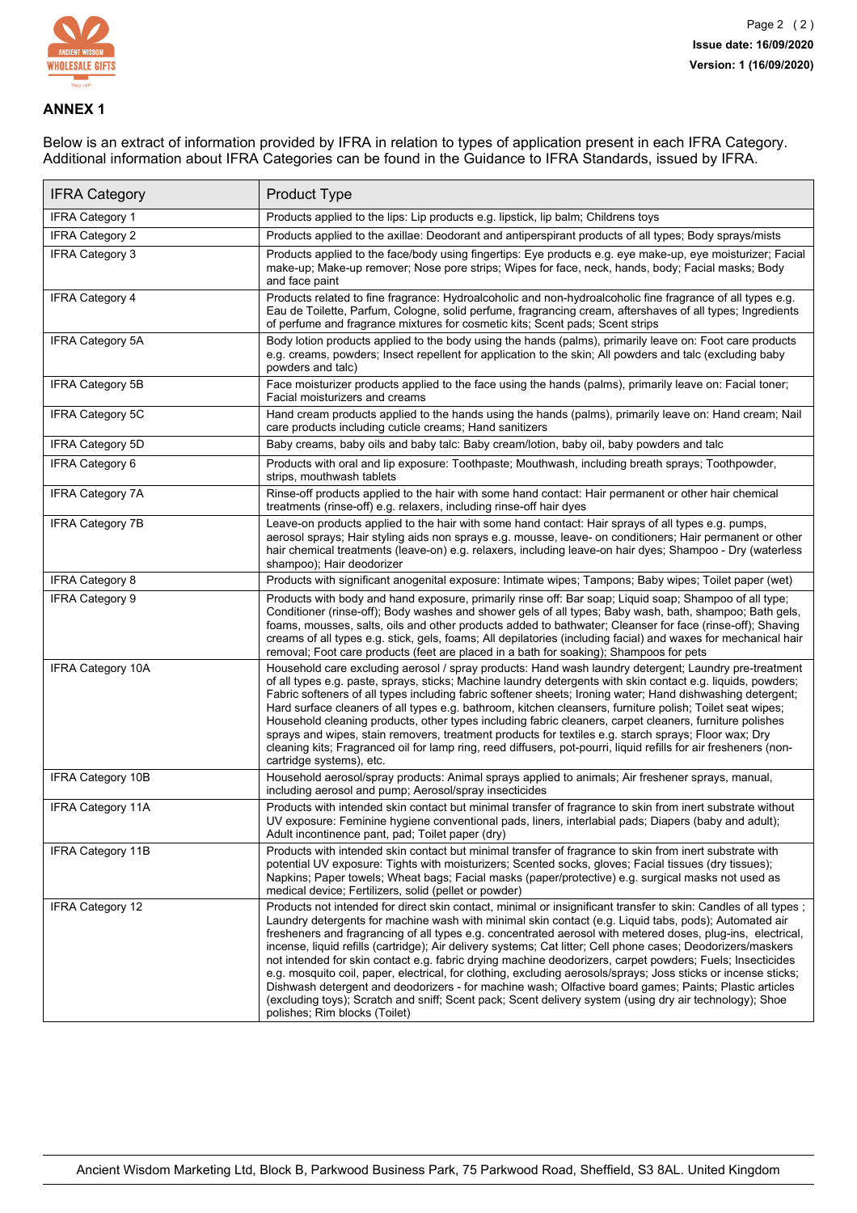## ANNEX 1

Below is an extract of information provided by IFRA in relation to types of application present in each IFRA Category. Additional information about IFRA Categories can be found in the Guidance to IFRA Standards, issued by IFRA.

| IFRA Category | Product Type |
|---|---|
| IFRA Category 1 | Products applied to the lips: Lip products e.g. lipstick, lip balm; Childrens toys |
| IFRA Category 2 | Products applied to the axillae: Deodorant and antiperspirant products of all types; Body sprays/mists |
| IFRA Category 3 | Products applied to the face/body using fingertips: Eye products e.g. eye make-up, eye moisturizer; Facial make-up; Make-up remover; Nose pore strips; Wipes for face, neck, hands, body; Facial masks; Body and face paint |
| IFRA Category 4 | Products related to fine fragrance: Hydroalcoholic and non-hydroalcoholic fine fragrance of all types e.g. Eau de Toilette, Parfum, Cologne, solid perfume, fragrancing cream, aftershaves of all types; Ingredients of perfume and fragrance mixtures for cosmetic kits; Scent pads; Scent strips |
| IFRA Category 5A | Body lotion products applied to the body using the hands (palms), primarily leave on: Foot care products e.g. creams, powders; Insect repellent for application to the skin; All powders and talc (excluding baby powders and talc) |
| IFRA Category 5B | Face moisturizer products applied to the face using the hands (palms), primarily leave on: Facial toner; Facial moisturizers and creams |
| IFRA Category 5C | Hand cream products applied to the hands using the hands (palms), primarily leave on: Hand cream; Nail care products including cuticle creams; Hand sanitizers |
| IFRA Category 5D | Baby creams, baby oils and baby talc: Baby cream/lotion, baby oil, baby powders and talc |
| IFRA Category 6 | Products with oral and lip exposure: Toothpaste; Mouthwash, including breath sprays; Toothpowder, strips, mouthwash tablets |
| IFRA Category 7A | Rinse-off products applied to the hair with some hand contact: Hair permanent or other hair chemical treatments (rinse-off) e.g. relaxers, including rinse-off hair dyes |
| IFRA Category 7B | Leave-on products applied to the hair with some hand contact: Hair sprays of all types e.g. pumps, aerosol sprays; Hair styling aids non sprays e.g. mousse, leave- on conditioners; Hair permanent or other hair chemical treatments (leave-on) e.g. relaxers, including leave-on hair dyes; Shampoo - Dry (waterless shampoo); Hair deodorizer |
| IFRA Category 8 | Products with significant anogenital exposure: Intimate wipes; Tampons; Baby wipes; Toilet paper (wet) |
| IFRA Category 9 | Products with body and hand exposure, primarily rinse off: Bar soap; Liquid soap; Shampoo of all type; Conditioner (rinse-off); Body washes and shower gels of all types; Baby wash, bath, shampoo; Bath gels, foams, mousses, salts, oils and other products added to bathwater; Cleanser for face (rinse-off); Shaving creams of all types e.g. stick, gels, foams; All depilatories (including facial) and waxes for mechanical hair removal; Foot care products (feet are placed in a bath for soaking); Shampoos for pets |
| IFRA Category 10A | Household care excluding aerosol / spray products: Hand wash laundry detergent; Laundry pre-treatment of all types e.g. paste, sprays, sticks; Machine laundry detergents with skin contact e.g. liquids, powders; Fabric softeners of all types including fabric softener sheets; Ironing water; Hand dishwashing detergent; Hard surface cleaners of all types e.g. bathroom, kitchen cleansers, furniture polish; Toilet seat wipes; Household cleaning products, other types including fabric cleaners, carpet cleaners, furniture polishes sprays and wipes, stain removers, treatment products for textiles e.g. starch sprays; Floor wax; Dry cleaning kits; Fragranced oil for lamp ring, reed diffusers, pot-pourri, liquid refills for air fresheners (non-cartridge systems), etc. |
| IFRA Category 10B | Household aerosol/spray products: Animal sprays applied to animals; Air freshener sprays, manual, including aerosol and pump; Aerosol/spray insecticides |
| IFRA Category 11A | Products with intended skin contact but minimal transfer of fragrance to skin from inert substrate without UV exposure: Feminine hygiene conventional pads, liners, interlabial pads; Diapers (baby and adult); Adult incontinence pant, pad; Toilet paper (dry) |
| IFRA Category 11B | Products with intended skin contact but minimal transfer of fragrance to skin from inert substrate with potential UV exposure: Tights with moisturizers; Scented socks, gloves; Facial tissues (dry tissues); Napkins; Paper towels; Wheat bags; Facial masks (paper/protective) e.g. surgical masks not used as medical device; Fertilizers, solid (pellet or powder) |
| IFRA Category 12 | Products not intended for direct skin contact, minimal or insignificant transfer to skin: Candles of all types ; Laundry detergents for machine wash with minimal skin contact (e.g. Liquid tabs, pods); Automated air fresheners and fragrancing of all types e.g. concentrated aerosol with metered doses, plug-ins, electrical, incense, liquid refills (cartridge); Air delivery systems; Cat litter; Cell phone cases; Deodorizers/maskers not intended for skin contact e.g. fabric drying machine deodorizers, carpet powders; Fuels; Insecticides e.g. mosquito coil, paper, electrical, for clothing, excluding aerosols/sprays; Joss sticks or incense sticks; Dishwash detergent and deodorizers - for machine wash; Olfactive board games; Paints; Plastic articles (excluding toys); Scratch and sniff; Scent pack; Scent delivery system (using dry air technology); Shoe polishes; Rim blocks (Toilet) |